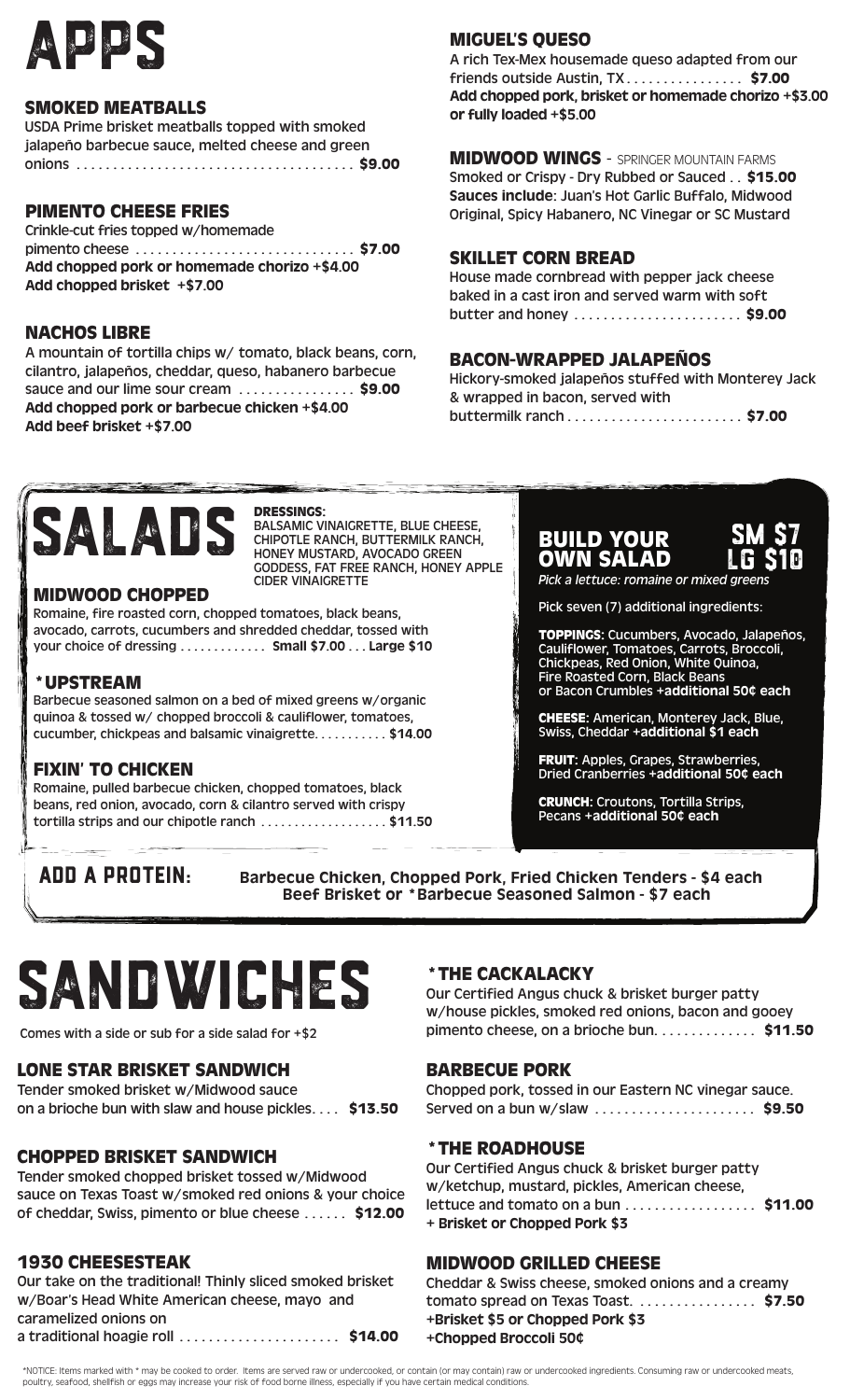# APPS

## SMOKED MEATBALLS

USDA Prime brisket meatballs topped with smoked jalapeño barbecue sauce, melted cheese and green onions ........ **$9.00**

## PIMENTO CHEESE FRIES

Crinkle-cut fries topped w/homemade pimento cheese ........ **$7.00**
**Add chopped pork or homemade chorizo +$4.00**
**Add chopped brisket +$7.00**

## NACHOS LIBRE

A mountain of tortilla chips w/ tomato, black beans, corn, cilantro, jalapeños, cheddar, queso, habanero barbecue sauce and our lime sour cream ........ **$9.00**
**Add chopped pork or barbecue chicken +$4.00**
**Add beef brisket +$7.00**

## MIGUEL'S QUESO

A rich Tex-Mex housemade queso adapted from our friends outside Austin, TX........ **$7.00**
**Add chopped pork, brisket or homemade chorizo +$3.00 or fully loaded +$5.00**

## MIDWOOD WINGS - SPRINGER MOUNTAIN FARMS

Smoked or Crispy - Dry Rubbed or Sauced .. **$15.00**
**Sauces include**: Juan's Hot Garlic Buffalo, Midwood Original, Spicy Habanero, NC Vinegar or SC Mustard

## SKILLET CORN BREAD

House made cornbread with pepper jack cheese baked in a cast iron and served warm with soft butter and honey ........ **$9.00**

## BACON-WRAPPED JALAPEÑOS

Hickory-smoked jalapeños stuffed with Monterey Jack & wrapped in bacon, served with buttermilk ranch........ **$7.00**

# SALADS

**DRESSINGS:** BALSAMIC VINAIGRETTE, BLUE CHEESE, CHIPOTLE RANCH, BUTTERMILK RANCH, HONEY MUSTARD, AVOCADO GREEN GODDESS, FAT FREE RANCH, HONEY APPLE CIDER VINAIGRETTE

## MIDWOOD CHOPPED

Romaine, fire roasted corn, chopped tomatoes, black beans, avocado, carrots, cucumbers and shredded cheddar, tossed with your choice of dressing ........ **Small $7.00 ... Large $10**

## *UPSTREAM

Barbecue seasoned salmon on a bed of mixed greens w/organic quinoa & tossed w/ chopped broccoli & cauliflower, tomatoes, cucumber, chickpeas and balsamic vinaigrette........ **$14.00**

## FIXIN' TO CHICKEN

Romaine, pulled barbecue chicken, chopped tomatoes, black beans, red onion, avocado, corn & cilantro served with crispy tortilla strips and our chipotle ranch ........ **$11.50**

## BUILD YOUR OWN SALAD — SM $7 LG $10

*Pick a lettuce: romaine or mixed greens*

Pick seven (7) additional ingredients:

**TOPPINGS:** Cucumbers, Avocado, Jalapeños, Cauliflower, Tomatoes, Carrots, Broccoli, Chickpeas, Red Onion, White Quinoa, Fire Roasted Corn, Black Beans or Bacon Crumbles **+additional 50¢ each**

**CHEESE:** American, Monterey Jack, Blue, Swiss, Cheddar **+additional $1 each**

**FRUIT:** Apples, Grapes, Strawberries, Dried Cranberries **+additional 50¢ each**

**CRUNCH:** Croutons, Tortilla Strips, Pecans **+additional 50¢ each**

## ADD A PROTEIN:

**Barbecue Chicken, Chopped Pork, Fried Chicken Tenders - $4 each**
**Beef Brisket or *Barbecue Seasoned Salmon - $7 each**

# SANDWICHES

Comes with a side or sub for a side salad for +$2

## LONE STAR BRISKET SANDWICH

Tender smoked brisket w/Midwood sauce on a brioche bun with slaw and house pickles.... **$13.50**

## CHOPPED BRISKET SANDWICH

Tender smoked chopped brisket tossed w/Midwood sauce on Texas Toast w/smoked red onions & your choice of cheddar, Swiss, pimento or blue cheese ...... **$12.00**

## 1930 CHEESESTEAK

Our take on the traditional! Thinly sliced smoked brisket w/Boar's Head White American cheese, mayo and caramelized onions on a traditional hoagie roll ........ **$14.00**

## *THE CACKALACKY

Our Certified Angus chuck & brisket burger patty w/house pickles, smoked red onions, bacon and gooey pimento cheese, on a brioche bun. ........ **$11.50**

## BARBECUE PORK

Chopped pork, tossed in our Eastern NC vinegar sauce. Served on a bun w/slaw ........ **$9.50**

## *THE ROADHOUSE

Our Certified Angus chuck & brisket burger patty w/ketchup, mustard, pickles, American cheese, lettuce and tomato on a bun ........ **$11.00**
**+ Brisket or Chopped Pork $3**

## MIDWOOD GRILLED CHEESE

Cheddar & Swiss cheese, smoked onions and a creamy tomato spread on Texas Toast. ........ **$7.50**
**+Brisket $5 or Chopped Pork $3**
**+Chopped Broccoli 50¢**

*NOTICE: Items marked with * may be cooked to order. Items are served raw or undercooked, or contain (or may contain) raw or undercooked ingredients. Consuming raw or undercooked meats, poultry, seafood, shellfish or eggs may increase your risk of food borne illness, especially if you have certain medical conditions.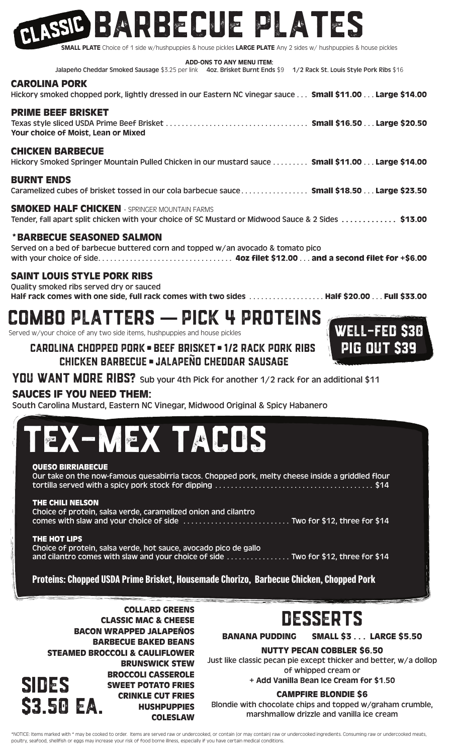# CLASSIC BARBECUE PLATES

**SMALL PLATE** Choice of 1 side w/hushpuppies & house pickles **LARGE PLATE** Any 2 sides w/ hushpuppies & house pickles

**ADD-ONS TO ANY MENU ITEM:**
Jalapeño Cheddar Smoked Sausage $3.25 per link **4oz. Brisket Burnt Ends** $9 **1/2 Rack St. Louis Style Pork Ribs** $16

### CAROLINA PORK
Hickory smoked chopped pork, lightly dressed in our Eastern NC vinegar sauce . . . **Small $11.00 . . . Large $14.00**

### PRIME BEEF BRISKET
Texas style sliced USDA Prime Beef Brisket . . . **Small $16.50 . . . Large $20.50**
**Your choice of Moist, Lean or Mixed**

### CHICKEN BARBECUE
Hickory Smoked Springer Mountain Pulled Chicken in our mustard sauce . . . **Small $11.00 . . . Large $14.00**

### BURNT ENDS
Caramelized cubes of brisket tossed in our cola barbecue sauce . . . **Small $18.50 . . . Large $23.50**

### SMOKED HALF CHICKEN - SPRINGER MOUNTAIN FARMS
Tender, fall apart split chicken with your choice of SC Mustard or Midwood Sauce & 2 Sides . . . **$13.00**

### *BARBECUE SEASONED SALMON
Served on a bed of barbecue buttered corn and topped w/an avocado & tomato pico with your choice of side . . . **4oz filet $12.00 . . . and a second filet for +$6.00**

### SAINT LOUIS STYLE PORK RIBS
Quality smoked ribs served dry or sauced
**Half rack comes with one side, full rack comes with two sides . . . Half $20.00 . . . Full $33.00**

# COMBO PLATTERS — PICK 4 PROTEINS

Served w/your choice of any two side items, hushpuppies and house pickles

**WELL-FED $30**
**PIG OUT $39**

CAROLINA CHOPPED PORK • BEEF BRISKET • 1/2 RACK PORK RIBS
CHICKEN BARBECUE • JALAPEÑO CHEDDAR SAUSAGE

**YOU WANT MORE RIBS?** Sub your 4th Pick for another 1/2 rack for an additional $11

### SAUCES IF YOU NEED THEM:
South Carolina Mustard, Eastern NC Vinegar, Midwood Original & Spicy Habanero

# TEX-MEX TACOS

### QUESO BIRRIABECUE
Our take on the now-famous quesabirria tacos. Chopped pork, melty cheese inside a griddled flour tortilla served with a spicy pork stock for dipping . . . $14

### THE CHILI NELSON
Choice of protein, salsa verde, caramelized onion and cilantro comes with slaw and your choice of side . . . Two for $12, three for $14

### THE HOT LIPS
Choice of protein, salsa verde, hot sauce, avocado pico de gallo and cilantro comes with slaw and your choice of side . . . Two for $12, three for $14

**Proteins: Chopped USDA Prime Brisket, Housemade Chorizo, Barbecue Chicken, Chopped Pork**

# SIDES $3.50 EA.

- COLLARD GREENS
- CLASSIC MAC & CHEESE
- BACON WRAPPED JALAPEÑOS
- BARBECUE BAKED BEANS
- STEAMED BROCCOLI & CAULIFLOWER
- BRUNSWICK STEW
- BROCCOLI CASSEROLE
- SWEET POTATO FRIES
- CRINKLE CUT FRIES
- HUSHPUPPIES
- COLESLAW

# DESSERTS

**BANANA PUDDING** SMALL $3 . . . LARGE $5.50

### NUTTY PECAN COBBLER $6.50
Just like classic pecan pie except thicker and better, w/a dollop of whipped cream or
**+ Add Vanilla Bean Ice Cream for $1.50**

### CAMPFIRE BLONDIE $6
Blondie with chocolate chips and topped w/graham crumble, marshmallow drizzle and vanilla ice cream

*NOTICE: Items marked with * may be cooked to order. Items are served raw or undercooked, or contain (or may contain) raw or undercooked ingredients. Consuming raw or undercooked meats, poultry, seafood, shellfish or eggs may increase your risk of food borne illness, especially if you have certain medical conditions.